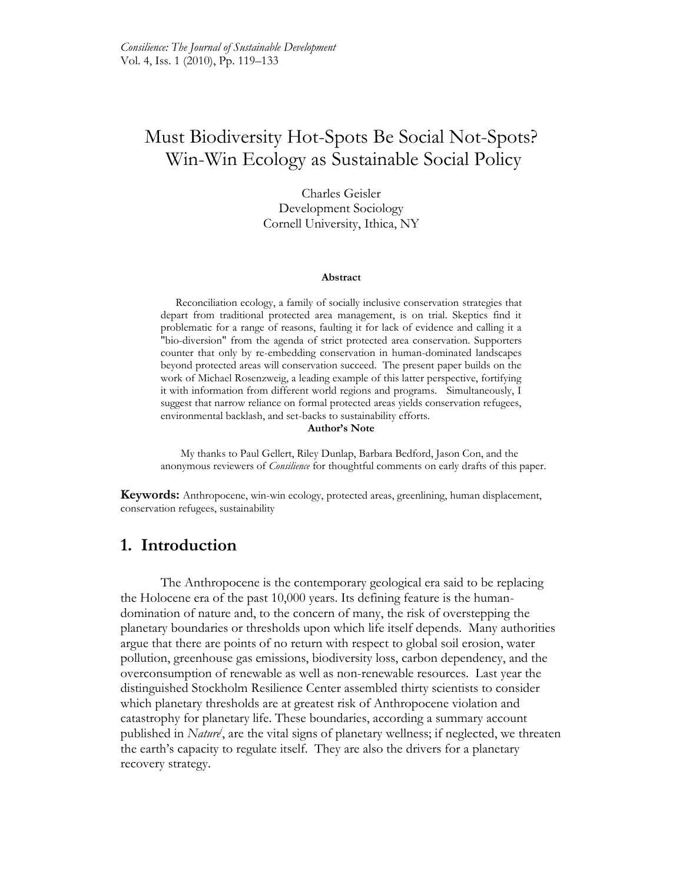# Must Biodiversity Hot-Spots Be Social Not-Spots? Win-Win Ecology as Sustainable Social Policy

Charles Geisler
Development Sociology
Cornell University, Ithica, NY

**Abstract**

Reconciliation ecology, a family of socially inclusive conservation strategies that depart from traditional protected area management, is on trial. Skeptics find it problematic for a range of reasons, faulting it for lack of evidence and calling it a "bio-diversion" from the agenda of strict protected area conservation. Supporters counter that only by re-embedding conservation in human-dominated landscapes beyond protected areas will conservation succeed. The present paper builds on the work of Michael Rosenzweig, a leading example of this latter perspective, fortifying it with information from different world regions and programs. Simultaneously, I suggest that narrow reliance on formal protected areas yields conservation refugees, environmental backlash, and set-backs to sustainability efforts.

**Author's Note**

My thanks to Paul Gellert, Riley Dunlap, Barbara Bedford, Jason Con, and the anonymous reviewers of *Consilience* for thoughtful comments on early drafts of this paper.

**Keywords:** Anthropocene, win-win ecology, protected areas, greenlining, human displacement, conservation refugees, sustainability

## 1. Introduction

The Anthropocene is the contemporary geological era said to be replacing the Holocene era of the past 10,000 years. Its defining feature is the human-domination of nature and, to the concern of many, the risk of overstepping the planetary boundaries or thresholds upon which life itself depends. Many authorities argue that there are points of no return with respect to global soil erosion, water pollution, greenhouse gas emissions, biodiversity loss, carbon dependency, and the overconsumption of renewable as well as non-renewable resources. Last year the distinguished Stockholm Resilience Center assembled thirty scientists to consider which planetary thresholds are at greatest risk of Anthropocene violation and catastrophe for planetary life. These boundaries, according a summary account published in *Nature*[i], are the vital signs of planetary wellness; if neglected, we threaten the earth's capacity to regulate itself. They are also the drivers for a planetary recovery strategy.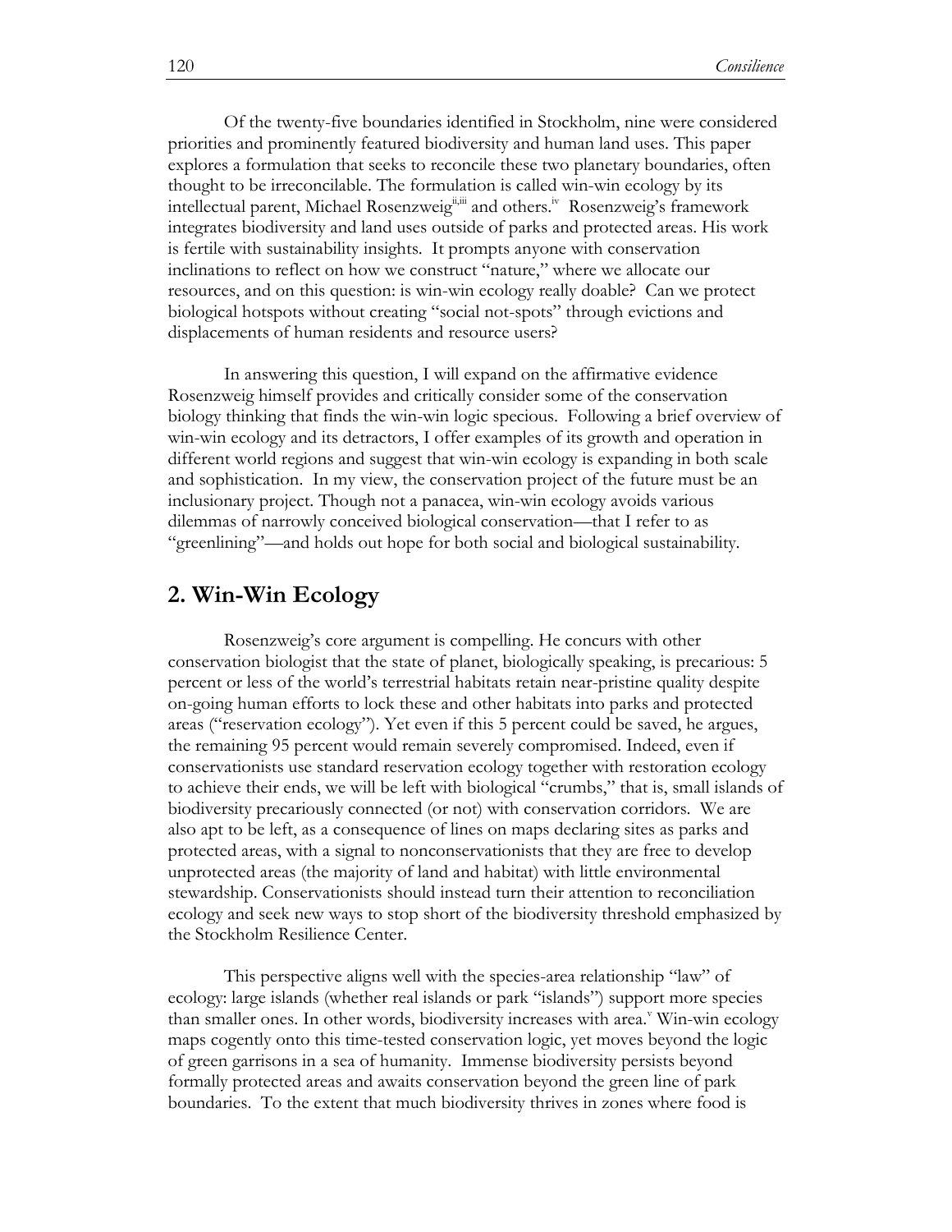Of the twenty-five boundaries identified in Stockholm, nine were considered priorities and prominently featured biodiversity and human land uses. This paper explores a formulation that seeks to reconcile these two planetary boundaries, often thought to be irreconcilable. The formulation is called win-win ecology by its intellectual parent, Michael Rosenzweig[ii,iii] and others.[iv] Rosenzweig's framework integrates biodiversity and land uses outside of parks and protected areas. His work is fertile with sustainability insights. It prompts anyone with conservation inclinations to reflect on how we construct "nature," where we allocate our resources, and on this question: is win-win ecology really doable? Can we protect biological hotspots without creating "social not-spots" through evictions and displacements of human residents and resource users?

In answering this question, I will expand on the affirmative evidence Rosenzweig himself provides and critically consider some of the conservation biology thinking that finds the win-win logic specious. Following a brief overview of win-win ecology and its detractors, I offer examples of its growth and operation in different world regions and suggest that win-win ecology is expanding in both scale and sophistication. In my view, the conservation project of the future must be an inclusionary project. Though not a panacea, win-win ecology avoids various dilemmas of narrowly conceived biological conservation—that I refer to as "greenlining"—and holds out hope for both social and biological sustainability.

## 2. Win-Win Ecology

Rosenzweig's core argument is compelling. He concurs with other conservation biologist that the state of planet, biologically speaking, is precarious: 5 percent or less of the world's terrestrial habitats retain near-pristine quality despite on-going human efforts to lock these and other habitats into parks and protected areas ("reservation ecology"). Yet even if this 5 percent could be saved, he argues, the remaining 95 percent would remain severely compromised. Indeed, even if conservationists use standard reservation ecology together with restoration ecology to achieve their ends, we will be left with biological "crumbs," that is, small islands of biodiversity precariously connected (or not) with conservation corridors. We are also apt to be left, as a consequence of lines on maps declaring sites as parks and protected areas, with a signal to nonconservationists that they are free to develop unprotected areas (the majority of land and habitat) with little environmental stewardship. Conservationists should instead turn their attention to reconciliation ecology and seek new ways to stop short of the biodiversity threshold emphasized by the Stockholm Resilience Center.

This perspective aligns well with the species-area relationship "law" of ecology: large islands (whether real islands or park "islands") support more species than smaller ones. In other words, biodiversity increases with area.[v] Win-win ecology maps cogently onto this time-tested conservation logic, yet moves beyond the logic of green garrisons in a sea of humanity. Immense biodiversity persists beyond formally protected areas and awaits conservation beyond the green line of park boundaries. To the extent that much biodiversity thrives in zones where food is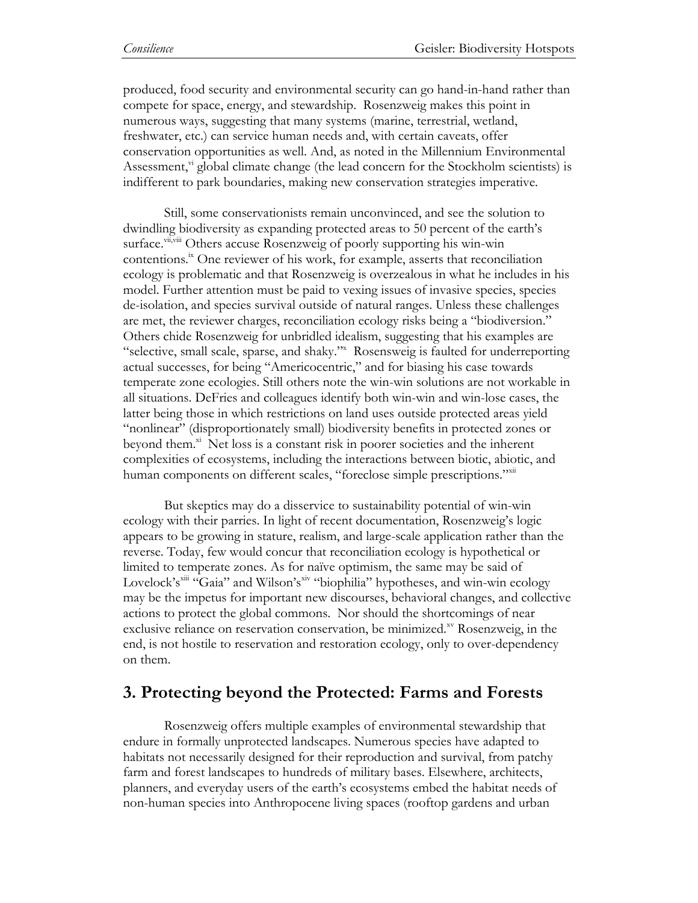produced, food security and environmental security can go hand-in-hand rather than compete for space, energy, and stewardship. Rosenzweig makes this point in numerous ways, suggesting that many systems (marine, terrestrial, wetland, freshwater, etc.) can service human needs and, with certain caveats, offer conservation opportunities as well. And, as noted in the Millennium Environmental Assessment,[vi] global climate change (the lead concern for the Stockholm scientists) is indifferent to park boundaries, making new conservation strategies imperative.

Still, some conservationists remain unconvinced, and see the solution to dwindling biodiversity as expanding protected areas to 50 percent of the earth's surface.[vii,viii] Others accuse Rosenzweig of poorly supporting his win-win contentions.[ix] One reviewer of his work, for example, asserts that reconciliation ecology is problematic and that Rosenzweig is overzealous in what he includes in his model. Further attention must be paid to vexing issues of invasive species, species de-isolation, and species survival outside of natural ranges. Unless these challenges are met, the reviewer charges, reconciliation ecology risks being a "biodiversion." Others chide Rosenzweig for unbridled idealism, suggesting that his examples are "selective, small scale, sparse, and shaky."[x] Rosensweig is faulted for underreporting actual successes, for being "Americocentric," and for biasing his case towards temperate zone ecologies. Still others note the win-win solutions are not workable in all situations. DeFries and colleagues identify both win-win and win-lose cases, the latter being those in which restrictions on land uses outside protected areas yield "nonlinear" (disproportionately small) biodiversity benefits in protected zones or beyond them.[xi] Net loss is a constant risk in poorer societies and the inherent complexities of ecosystems, including the interactions between biotic, abiotic, and human components on different scales, "foreclose simple prescriptions."[xii]

But skeptics may do a disservice to sustainability potential of win-win ecology with their parries. In light of recent documentation, Rosenzweig's logic appears to be growing in stature, realism, and large-scale application rather than the reverse. Today, few would concur that reconciliation ecology is hypothetical or limited to temperate zones. As for naïve optimism, the same may be said of Lovelock's[xiii] "Gaia" and Wilson's[xiv] "biophilia" hypotheses, and win-win ecology may be the impetus for important new discourses, behavioral changes, and collective actions to protect the global commons. Nor should the shortcomings of near exclusive reliance on reservation conservation, be minimized.[xv] Rosenzweig, in the end, is not hostile to reservation and restoration ecology, only to over-dependency on them.

## 3. Protecting beyond the Protected: Farms and Forests

Rosenzweig offers multiple examples of environmental stewardship that endure in formally unprotected landscapes. Numerous species have adapted to habitats not necessarily designed for their reproduction and survival, from patchy farm and forest landscapes to hundreds of military bases. Elsewhere, architects, planners, and everyday users of the earth's ecosystems embed the habitat needs of non-human species into Anthropocene living spaces (rooftop gardens and urban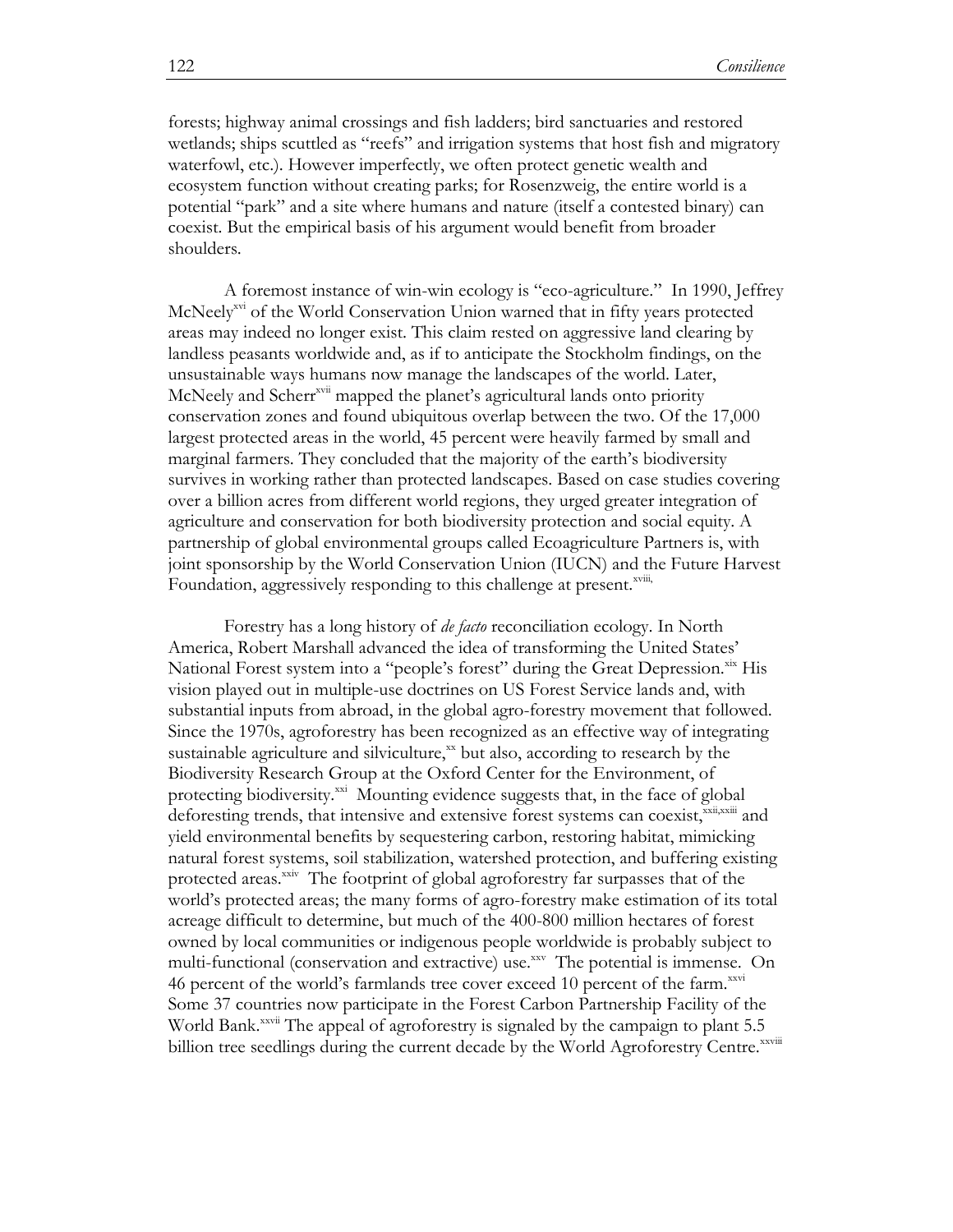forests; highway animal crossings and fish ladders; bird sanctuaries and restored wetlands; ships scuttled as "reefs" and irrigation systems that host fish and migratory waterfowl, etc.). However imperfectly, we often protect genetic wealth and ecosystem function without creating parks; for Rosenzweig, the entire world is a potential "park" and a site where humans and nature (itself a contested binary) can coexist. But the empirical basis of his argument would benefit from broader shoulders.

A foremost instance of win-win ecology is "eco-agriculture." In 1990, Jeffrey McNeely[xvi] of the World Conservation Union warned that in fifty years protected areas may indeed no longer exist. This claim rested on aggressive land clearing by landless peasants worldwide and, as if to anticipate the Stockholm findings, on the unsustainable ways humans now manage the landscapes of the world. Later, McNeely and Scherr[xvii] mapped the planet's agricultural lands onto priority conservation zones and found ubiquitous overlap between the two. Of the 17,000 largest protected areas in the world, 45 percent were heavily farmed by small and marginal farmers. They concluded that the majority of the earth's biodiversity survives in working rather than protected landscapes. Based on case studies covering over a billion acres from different world regions, they urged greater integration of agriculture and conservation for both biodiversity protection and social equity. A partnership of global environmental groups called Ecoagriculture Partners is, with joint sponsorship by the World Conservation Union (IUCN) and the Future Harvest Foundation, aggressively responding to this challenge at present.[xviii,]

Forestry has a long history of *de facto* reconciliation ecology. In North America, Robert Marshall advanced the idea of transforming the United States' National Forest system into a "people's forest" during the Great Depression.[xix] His vision played out in multiple-use doctrines on US Forest Service lands and, with substantial inputs from abroad, in the global agro-forestry movement that followed. Since the 1970s, agroforestry has been recognized as an effective way of integrating sustainable agriculture and silviculture,[xx] but also, according to research by the Biodiversity Research Group at the Oxford Center for the Environment, of protecting biodiversity.[xxi] Mounting evidence suggests that, in the face of global deforesting trends, that intensive and extensive forest systems can coexist,[xxii,xxiii] and yield environmental benefits by sequestering carbon, restoring habitat, mimicking natural forest systems, soil stabilization, watershed protection, and buffering existing protected areas.[xxiv] The footprint of global agroforestry far surpasses that of the world's protected areas; the many forms of agro-forestry make estimation of its total acreage difficult to determine, but much of the 400-800 million hectares of forest owned by local communities or indigenous people worldwide is probably subject to multi-functional (conservation and extractive) use.[xxv] The potential is immense. On 46 percent of the world's farmlands tree cover exceed 10 percent of the farm.[xxvi] Some 37 countries now participate in the Forest Carbon Partnership Facility of the World Bank.[xxvii] The appeal of agroforestry is signaled by the campaign to plant 5.5 billion tree seedlings during the current decade by the World Agroforestry Centre.[xxviii]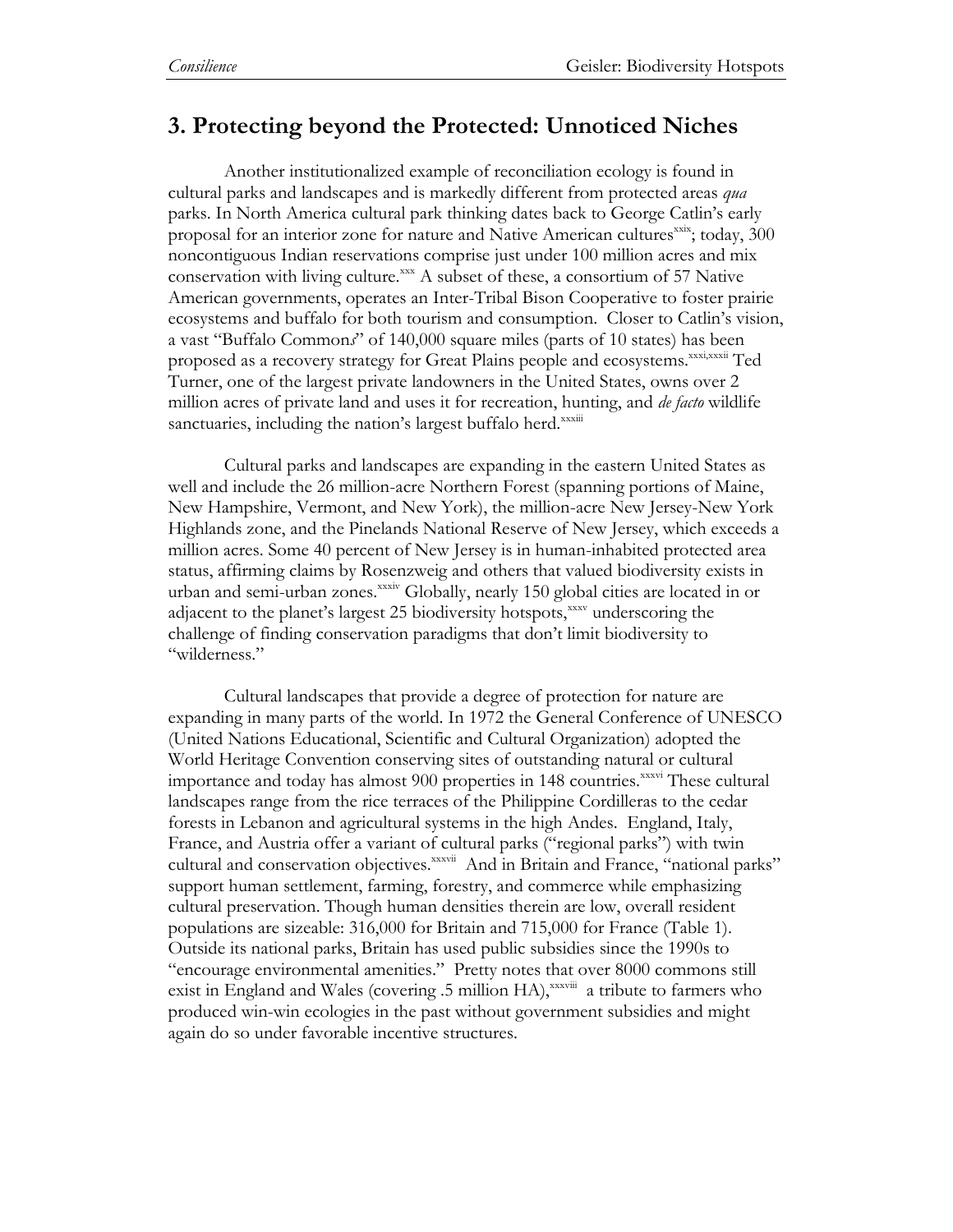## 3. Protecting beyond the Protected: Unnoticed Niches

Another institutionalized example of reconciliation ecology is found in cultural parks and landscapes and is markedly different from protected areas *qua* parks. In North America cultural park thinking dates back to George Catlin's early proposal for an interior zone for nature and Native American cultures[xxix]; today, 300 noncontiguous Indian reservations comprise just under 100 million acres and mix conservation with living culture.[xxx] A subset of these, a consortium of 57 Native American governments, operates an Inter-Tribal Bison Cooperative to foster prairie ecosystems and buffalo for both tourism and consumption. Closer to Catlin's vision, a vast "Buffalo Common*s*" of 140,000 square miles (parts of 10 states) has been proposed as a recovery strategy for Great Plains people and ecosystems.[xxxi,xxxii] Ted Turner, one of the largest private landowners in the United States, owns over 2 million acres of private land and uses it for recreation, hunting, and *de facto* wildlife sanctuaries, including the nation's largest buffalo herd.[xxxiii]

Cultural parks and landscapes are expanding in the eastern United States as well and include the 26 million-acre Northern Forest (spanning portions of Maine, New Hampshire, Vermont, and New York), the million-acre New Jersey-New York Highlands zone, and the Pinelands National Reserve of New Jersey, which exceeds a million acres. Some 40 percent of New Jersey is in human-inhabited protected area status, affirming claims by Rosenzweig and others that valued biodiversity exists in urban and semi-urban zones.[xxxiv] Globally, nearly 150 global cities are located in or adjacent to the planet's largest 25 biodiversity hotspots,[xxxv] underscoring the challenge of finding conservation paradigms that don't limit biodiversity to "wilderness."

Cultural landscapes that provide a degree of protection for nature are expanding in many parts of the world. In 1972 the General Conference of UNESCO (United Nations Educational, Scientific and Cultural Organization) adopted the World Heritage Convention conserving sites of outstanding natural or cultural importance and today has almost 900 properties in 148 countries.[xxxvi] These cultural landscapes range from the rice terraces of the Philippine Cordilleras to the cedar forests in Lebanon and agricultural systems in the high Andes. England, Italy, France, and Austria offer a variant of cultural parks ("regional parks") with twin cultural and conservation objectives.[xxxvii] And in Britain and France, "national parks" support human settlement, farming, forestry, and commerce while emphasizing cultural preservation. Though human densities therein are low, overall resident populations are sizeable: 316,000 for Britain and 715,000 for France (Table 1). Outside its national parks, Britain has used public subsidies since the 1990s to "encourage environmental amenities." Pretty notes that over 8000 commons still exist in England and Wales (covering .5 million HA),[xxxviii] a tribute to farmers who produced win-win ecologies in the past without government subsidies and might again do so under favorable incentive structures.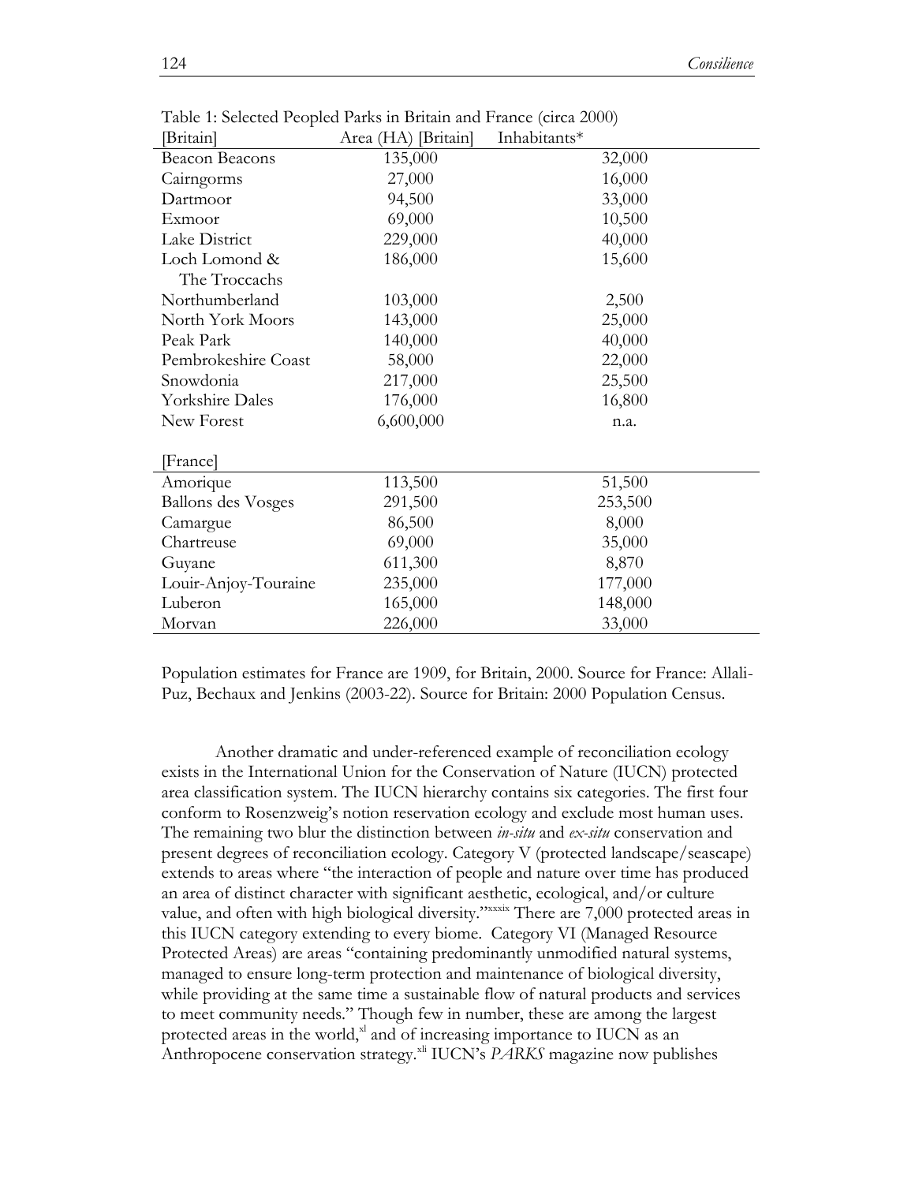Table 1: Selected Peopled Parks in Britain and France (circa 2000)

| [Britain] | Area (HA) [Britain] | Inhabitants* |
|---|---|---|
| Beacon Beacons | 135,000 | 32,000 |
| Cairngorms | 27,000 | 16,000 |
| Dartmoor | 94,500 | 33,000 |
| Exmoor | 69,000 | 10,500 |
| Lake District | 229,000 | 40,000 |
| Loch Lomond & The Troccachs | 186,000 | 15,600 |
| Northumberland | 103,000 | 2,500 |
| North York Moors | 143,000 | 25,000 |
| Peak Park | 140,000 | 40,000 |
| Pembrokeshire Coast | 58,000 | 22,000 |
| Snowdonia | 217,000 | 25,500 |
| Yorkshire Dales | 176,000 | 16,800 |
| New Forest | 6,600,000 | n.a. |
| [France] | | |
| Amorique | 113,500 | 51,500 |
| Ballons des Vosges | 291,500 | 253,500 |
| Camargue | 86,500 | 8,000 |
| Chartreuse | 69,000 | 35,000 |
| Guyane | 611,300 | 8,870 |
| Louir-Anjoy-Touraine | 235,000 | 177,000 |
| Luberon | 165,000 | 148,000 |
| Morvan | 226,000 | 33,000 |

Population estimates for France are 1909, for Britain, 2000. Source for France: Allali-Puz, Bechaux and Jenkins (2003-22). Source for Britain: 2000 Population Census.

Another dramatic and under-referenced example of reconciliation ecology exists in the International Union for the Conservation of Nature (IUCN) protected area classification system. The IUCN hierarchy contains six categories. The first four conform to Rosenzweig's notion reservation ecology and exclude most human uses. The remaining two blur the distinction between *in-situ* and *ex-situ* conservation and present degrees of reconciliation ecology. Category V (protected landscape/seascape) extends to areas where "the interaction of people and nature over time has produced an area of distinct character with significant aesthetic, ecological, and/or culture value, and often with high biological diversity."[xxxix] There are 7,000 protected areas in this IUCN category extending to every biome. Category VI (Managed Resource Protected Areas) are areas "containing predominantly unmodified natural systems, managed to ensure long-term protection and maintenance of biological diversity, while providing at the same time a sustainable flow of natural products and services to meet community needs." Though few in number, these are among the largest protected areas in the world,[xl] and of increasing importance to IUCN as an Anthropocene conservation strategy.[xli] IUCN's *PARKS* magazine now publishes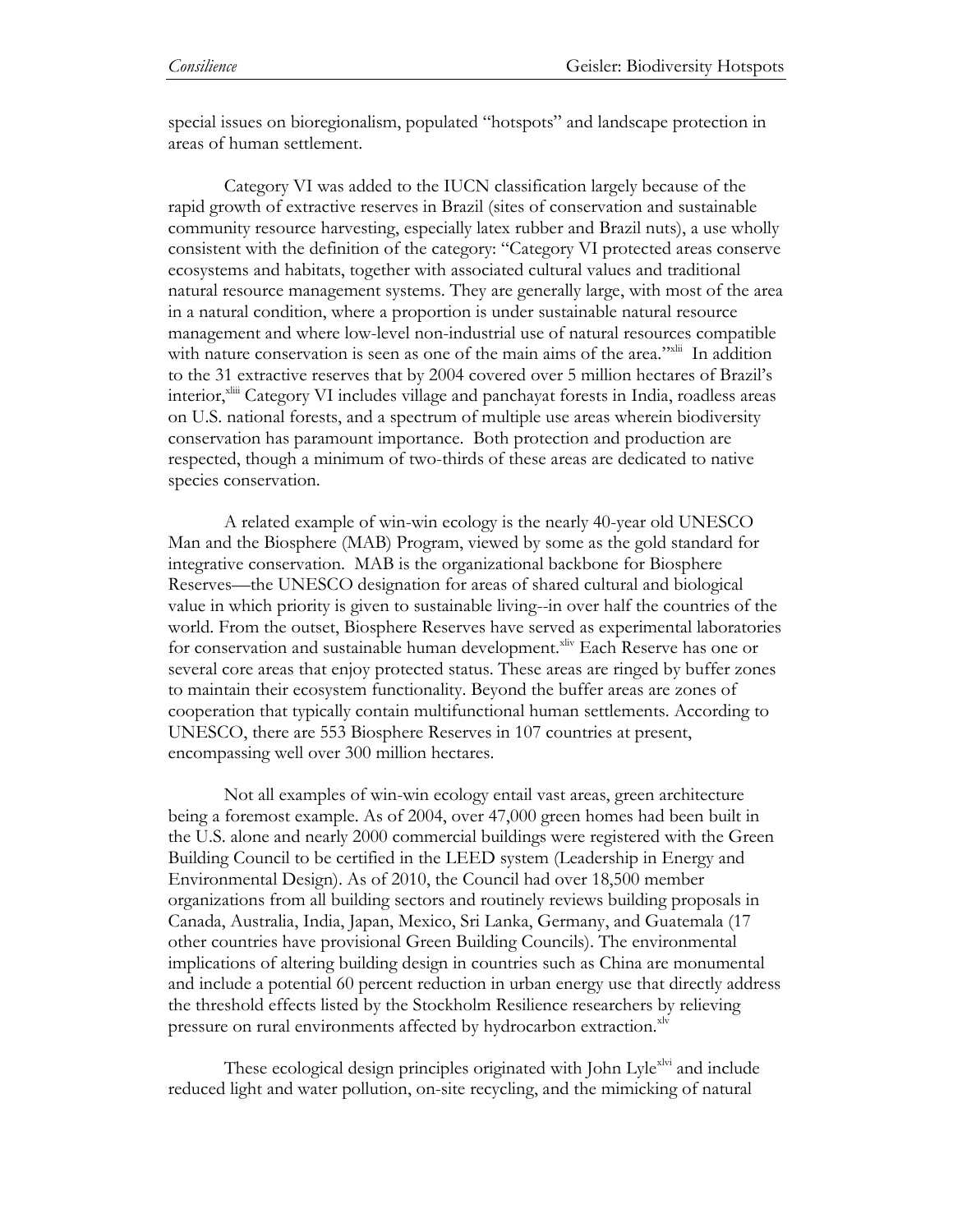special issues on bioregionalism, populated "hotspots" and landscape protection in areas of human settlement.

Category VI was added to the IUCN classification largely because of the rapid growth of extractive reserves in Brazil (sites of conservation and sustainable community resource harvesting, especially latex rubber and Brazil nuts), a use wholly consistent with the definition of the category: "Category VI protected areas conserve ecosystems and habitats, together with associated cultural values and traditional natural resource management systems. They are generally large, with most of the area in a natural condition, where a proportion is under sustainable natural resource management and where low-level non-industrial use of natural resources compatible with nature conservation is seen as one of the main aims of the area."[xlii] In addition to the 31 extractive reserves that by 2004 covered over 5 million hectares of Brazil's interior,[xliii] Category VI includes village and panchayat forests in India, roadless areas on U.S. national forests, and a spectrum of multiple use areas wherein biodiversity conservation has paramount importance. Both protection and production are respected, though a minimum of two-thirds of these areas are dedicated to native species conservation.

A related example of win-win ecology is the nearly 40-year old UNESCO Man and the Biosphere (MAB) Program, viewed by some as the gold standard for integrative conservation. MAB is the organizational backbone for Biosphere Reserves—the UNESCO designation for areas of shared cultural and biological value in which priority is given to sustainable living--in over half the countries of the world. From the outset, Biosphere Reserves have served as experimental laboratories for conservation and sustainable human development.[xliv] Each Reserve has one or several core areas that enjoy protected status. These areas are ringed by buffer zones to maintain their ecosystem functionality. Beyond the buffer areas are zones of cooperation that typically contain multifunctional human settlements. According to UNESCO, there are 553 Biosphere Reserves in 107 countries at present, encompassing well over 300 million hectares.

Not all examples of win-win ecology entail vast areas, green architecture being a foremost example. As of 2004, over 47,000 green homes had been built in the U.S. alone and nearly 2000 commercial buildings were registered with the Green Building Council to be certified in the LEED system (Leadership in Energy and Environmental Design). As of 2010, the Council had over 18,500 member organizations from all building sectors and routinely reviews building proposals in Canada, Australia, India, Japan, Mexico, Sri Lanka, Germany, and Guatemala (17 other countries have provisional Green Building Councils). The environmental implications of altering building design in countries such as China are monumental and include a potential 60 percent reduction in urban energy use that directly address the threshold effects listed by the Stockholm Resilience researchers by relieving pressure on rural environments affected by hydrocarbon extraction.[xlv]

These ecological design principles originated with John Lyle[xlvi] and include reduced light and water pollution, on-site recycling, and the mimicking of natural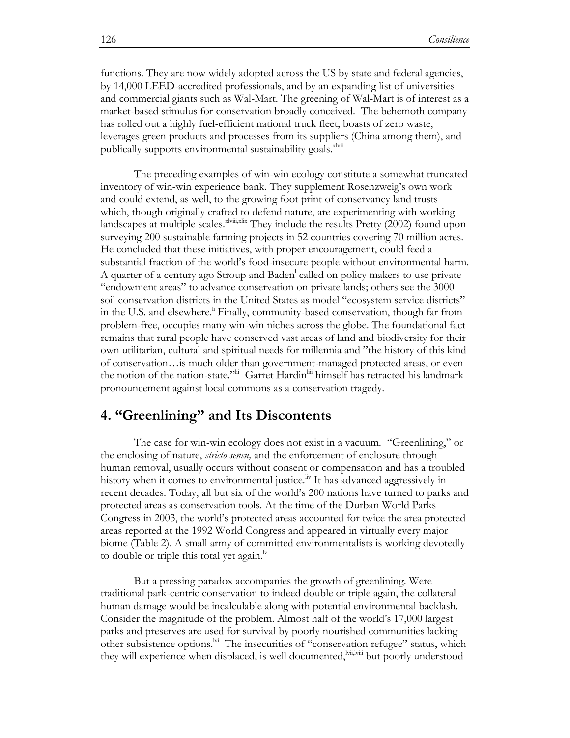functions. They are now widely adopted across the US by state and federal agencies, by 14,000 LEED-accredited professionals, and by an expanding list of universities and commercial giants such as Wal-Mart. The greening of Wal-Mart is of interest as a market-based stimulus for conservation broadly conceived. The behemoth company has rolled out a highly fuel-efficient national truck fleet, boasts of zero waste, leverages green products and processes from its suppliers (China among them), and publically supports environmental sustainability goals.[xlvii]

The preceding examples of win-win ecology constitute a somewhat truncated inventory of win-win experience bank. They supplement Rosenzweig's own work and could extend, as well, to the growing foot print of conservancy land trusts which, though originally crafted to defend nature, are experimenting with working landscapes at multiple scales.[xlviii,xlix] They include the results Pretty (2002) found upon surveying 200 sustainable farming projects in 52 countries covering 70 million acres. He concluded that these initiatives, with proper encouragement, could feed a substantial fraction of the world's food-insecure people without environmental harm. A quarter of a century ago Stroup and Baden[l] called on policy makers to use private "endowment areas" to advance conservation on private lands; others see the 3000 soil conservation districts in the United States as model "ecosystem service districts" in the U.S. and elsewhere.[li] Finally, community-based conservation, though far from problem-free, occupies many win-win niches across the globe. The foundational fact remains that rural people have conserved vast areas of land and biodiversity for their own utilitarian, cultural and spiritual needs for millennia and "the history of this kind of conservation…is much older than government-managed protected areas, or even the notion of the nation-state."[lii] Garret Hardin[liii] himself has retracted his landmark pronouncement against local commons as a conservation tragedy.

## 4. "Greenlining" and Its Discontents

The case for win-win ecology does not exist in a vacuum. "Greenlining," or the enclosing of nature, *stricto sensu,* and the enforcement of enclosure through human removal, usually occurs without consent or compensation and has a troubled history when it comes to environmental justice.[liv] It has advanced aggressively in recent decades. Today, all but six of the world's 200 nations have turned to parks and protected areas as conservation tools. At the time of the Durban World Parks Congress in 2003, the world's protected areas accounted for twice the area protected areas reported at the 1992 World Congress and appeared in virtually every major biome (Table 2). A small army of committed environmentalists is working devotedly to double or triple this total yet again.[lv]

But a pressing paradox accompanies the growth of greenlining. Were traditional park-centric conservation to indeed double or triple again, the collateral human damage would be incalculable along with potential environmental backlash. Consider the magnitude of the problem. Almost half of the world's 17,000 largest parks and preserves are used for survival by poorly nourished communities lacking other subsistence options.[lvi] The insecurities of "conservation refugee" status, which they will experience when displaced, is well documented,[lvii,lviii] but poorly understood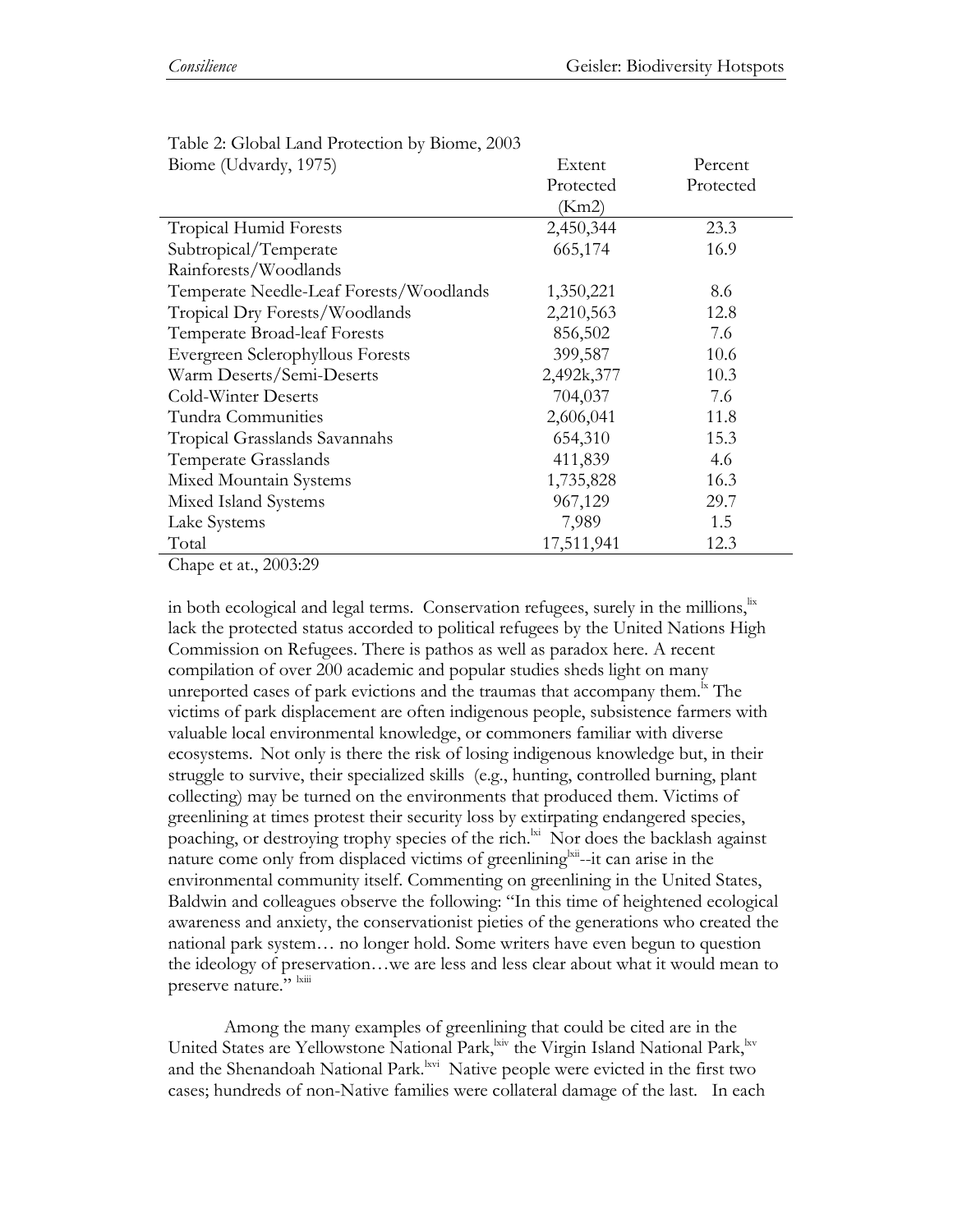Table 2: Global Land Protection by Biome, 2003

| Biome (Udvardy, 1975) | Extent Protected (Km2) | Percent Protected |
|---|---|---|
| Tropical Humid Forests | 2,450,344 | 23.3 |
| Subtropical/Temperate Rainforests/Woodlands | 665,174 | 16.9 |
| Temperate Needle-Leaf Forests/Woodlands | 1,350,221 | 8.6 |
| Tropical Dry Forests/Woodlands | 2,210,563 | 12.8 |
| Temperate Broad-leaf Forests | 856,502 | 7.6 |
| Evergreen Sclerophyllous Forests | 399,587 | 10.6 |
| Warm Deserts/Semi-Deserts | 2,492k,377 | 10.3 |
| Cold-Winter Deserts | 704,037 | 7.6 |
| Tundra Communities | 2,606,041 | 11.8 |
| Tropical Grasslands Savannahs | 654,310 | 15.3 |
| Temperate Grasslands | 411,839 | 4.6 |
| Mixed Mountain Systems | 1,735,828 | 16.3 |
| Mixed Island Systems | 967,129 | 29.7 |
| Lake Systems | 7,989 | 1.5 |
| Total | 17,511,941 | 12.3 |

Chape et at., 2003:29

in both ecological and legal terms. Conservation refugees, surely in the millions,[lix] lack the protected status accorded to political refugees by the United Nations High Commission on Refugees. There is pathos as well as paradox here. A recent compilation of over 200 academic and popular studies sheds light on many unreported cases of park evictions and the traumas that accompany them.[lx] The victims of park displacement are often indigenous people, subsistence farmers with valuable local environmental knowledge, or commoners familiar with diverse ecosystems. Not only is there the risk of losing indigenous knowledge but, in their struggle to survive, their specialized skills (e.g., hunting, controlled burning, plant collecting) may be turned on the environments that produced them. Victims of greenlining at times protest their security loss by extirpating endangered species, poaching, or destroying trophy species of the rich.[lxi] Nor does the backlash against nature come only from displaced victims of greenlining[lxii]--it can arise in the environmental community itself. Commenting on greenlining in the United States, Baldwin and colleagues observe the following: "In this time of heightened ecological awareness and anxiety, the conservationist pieties of the generations who created the national park system… no longer hold. Some writers have even begun to question the ideology of preservation…we are less and less clear about what it would mean to preserve nature." [lxiii]

Among the many examples of greenlining that could be cited are in the United States are Yellowstone National Park,[lxiv] the Virgin Island National Park,[lxv] and the Shenandoah National Park.[lxvi] Native people were evicted in the first two cases; hundreds of non-Native families were collateral damage of the last. In each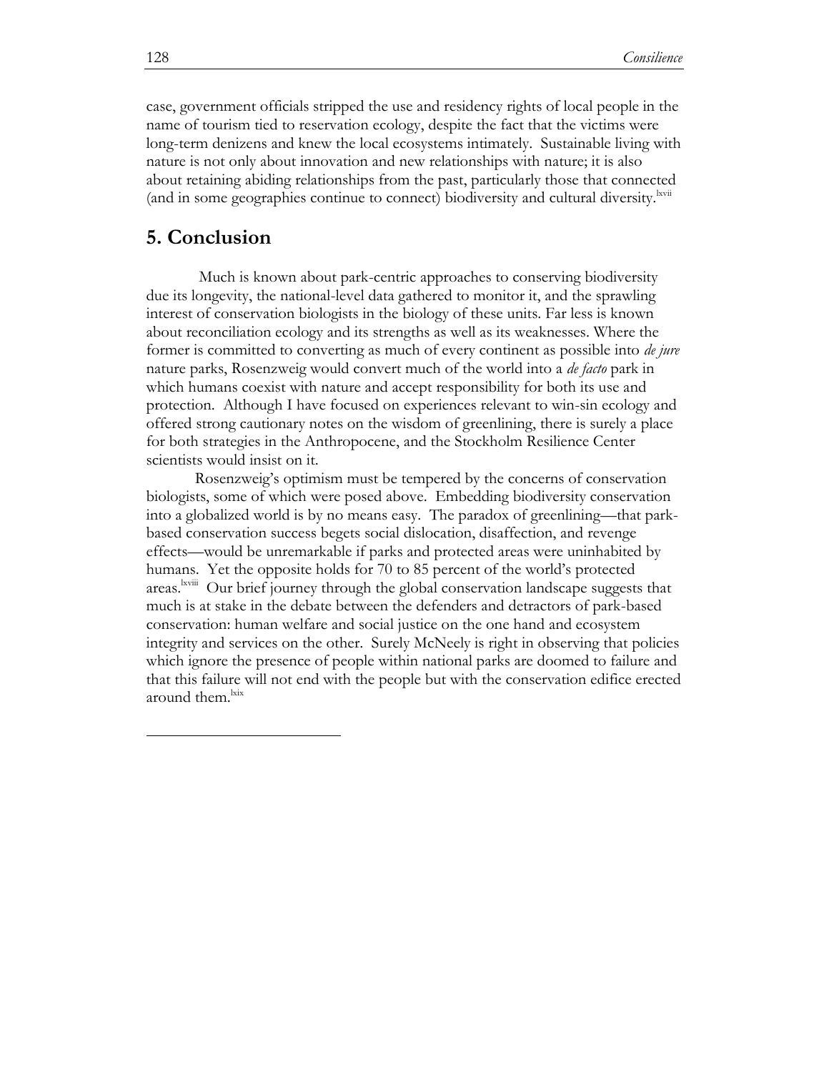case, government officials stripped the use and residency rights of local people in the name of tourism tied to reservation ecology, despite the fact that the victims were long-term denizens and knew the local ecosystems intimately. Sustainable living with nature is not only about innovation and new relationships with nature; it is also about retaining abiding relationships from the past, particularly those that connected (and in some geographies continue to connect) biodiversity and cultural diversity.[lxvii]

## 5. Conclusion

Much is known about park-centric approaches to conserving biodiversity due its longevity, the national-level data gathered to monitor it, and the sprawling interest of conservation biologists in the biology of these units. Far less is known about reconciliation ecology and its strengths as well as its weaknesses. Where the former is committed to converting as much of every continent as possible into *de jure* nature parks, Rosenzweig would convert much of the world into a *de facto* park in which humans coexist with nature and accept responsibility for both its use and protection. Although I have focused on experiences relevant to win-sin ecology and offered strong cautionary notes on the wisdom of greenlining, there is surely a place for both strategies in the Anthropocene, and the Stockholm Resilience Center scientists would insist on it.

Rosenzweig's optimism must be tempered by the concerns of conservation biologists, some of which were posed above. Embedding biodiversity conservation into a globalized world is by no means easy. The paradox of greenlining—that park-based conservation success begets social dislocation, disaffection, and revenge effects—would be unremarkable if parks and protected areas were uninhabited by humans. Yet the opposite holds for 70 to 85 percent of the world's protected areas.[lxviii] Our brief journey through the global conservation landscape suggests that much is at stake in the debate between the defenders and detractors of park-based conservation: human welfare and social justice on the one hand and ecosystem integrity and services on the other. Surely McNeely is right in observing that policies which ignore the presence of people within national parks are doomed to failure and that this failure will not end with the people but with the conservation edifice erected around them.[lxix]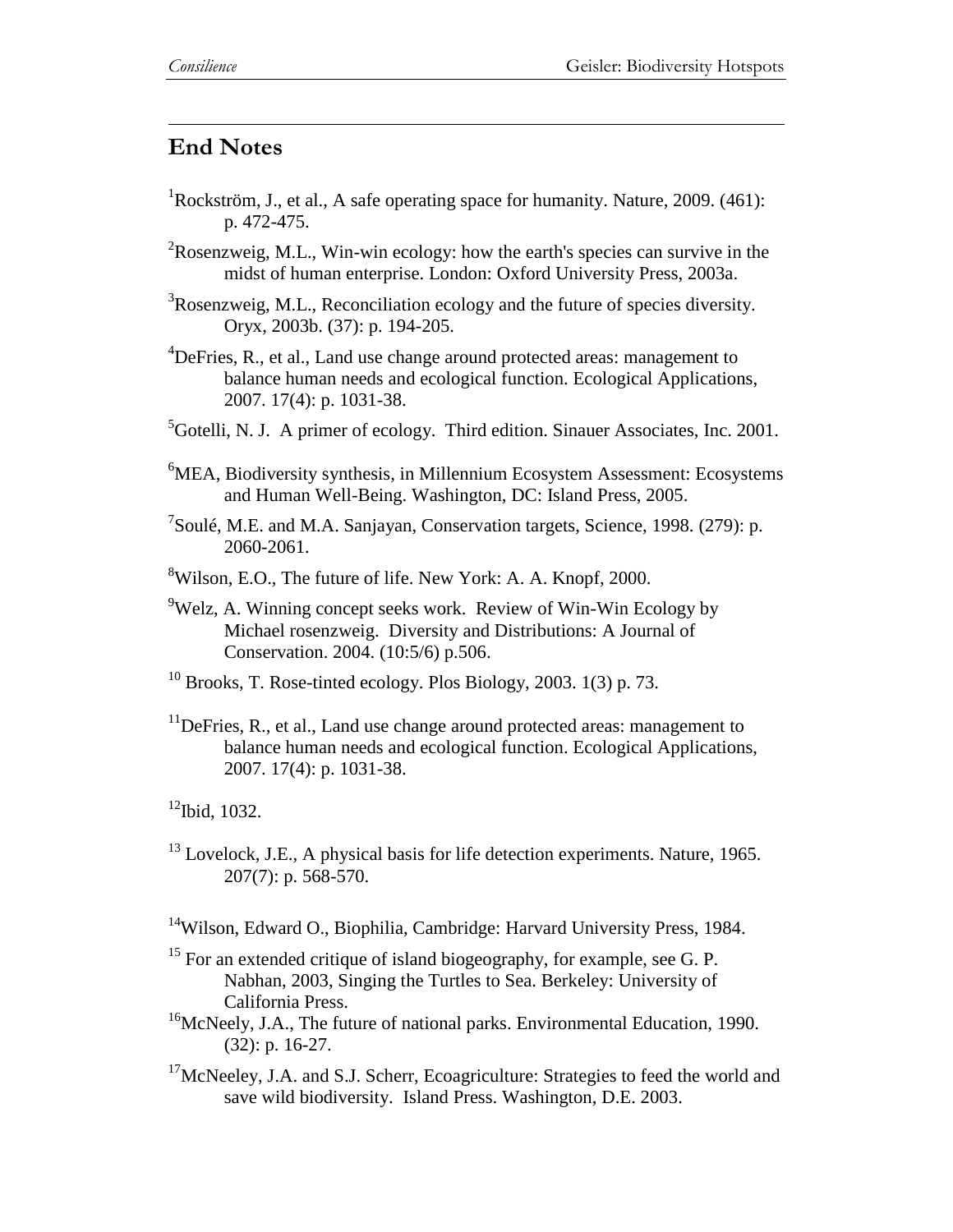## End Notes

[1]Rockström, J., et al., A safe operating space for humanity. Nature, 2009. (461): p. 472-475.

[2]Rosenzweig, M.L., Win-win ecology: how the earth's species can survive in the midst of human enterprise. London: Oxford University Press, 2003a.

[3]Rosenzweig, M.L., Reconciliation ecology and the future of species diversity. Oryx, 2003b. (37): p. 194-205.

[4]DeFries, R., et al., Land use change around protected areas: management to balance human needs and ecological function. Ecological Applications, 2007. 17(4): p. 1031-38.

[5]Gotelli, N. J. A primer of ecology. Third edition. Sinauer Associates, Inc. 2001.

[6]MEA, Biodiversity synthesis, in Millennium Ecosystem Assessment: Ecosystems and Human Well-Being. Washington, DC: Island Press, 2005.

[7]Soulé, M.E. and M.A. Sanjayan, Conservation targets, Science, 1998. (279): p. 2060-2061.

[8]Wilson, E.O., The future of life. New York: A. A. Knopf, 2000.

[9]Welz, A. Winning concept seeks work. Review of Win-Win Ecology by Michael rosenzweig. Diversity and Distributions: A Journal of Conservation. 2004. (10:5/6) p.506.

[10] Brooks, T. Rose-tinted ecology. Plos Biology, 2003. 1(3) p. 73.

[11]DeFries, R., et al., Land use change around protected areas: management to balance human needs and ecological function. Ecological Applications, 2007. 17(4): p. 1031-38.

[12]Ibid, 1032.

[13] Lovelock, J.E., A physical basis for life detection experiments. Nature, 1965. 207(7): p. 568-570.

[14]Wilson, Edward O., Biophilia, Cambridge: Harvard University Press, 1984.

[15] For an extended critique of island biogeography, for example, see G. P. Nabhan, 2003, Singing the Turtles to Sea. Berkeley: University of California Press.

[16]McNeely, J.A., The future of national parks. Environmental Education, 1990. (32): p. 16-27.

[17]McNeeley, J.A. and S.J. Scherr, Ecoagriculture: Strategies to feed the world and save wild biodiversity. Island Press. Washington, D.E. 2003.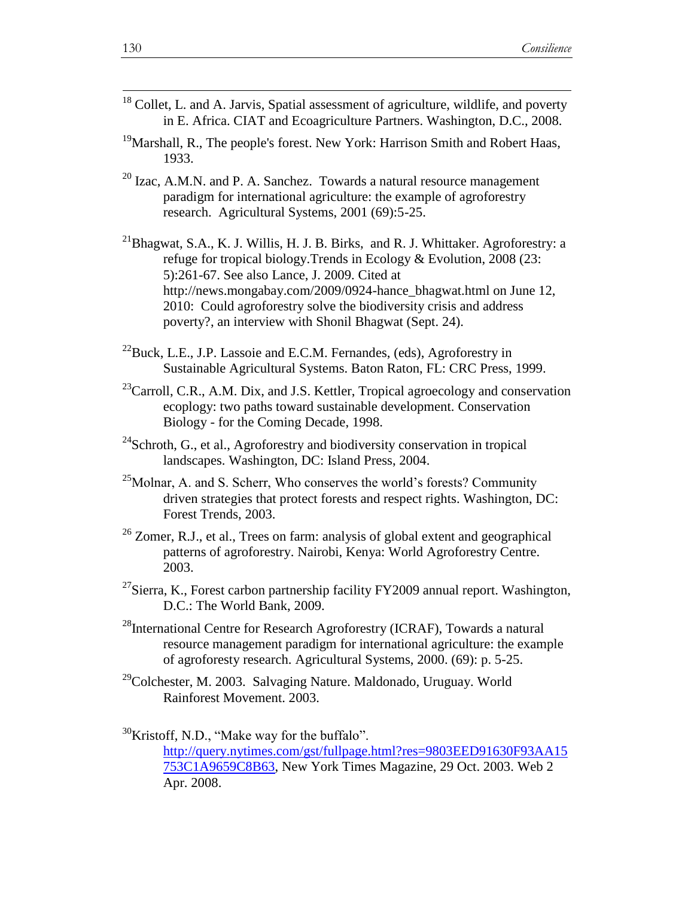[18] Collet, L. and A. Jarvis, Spatial assessment of agriculture, wildlife, and poverty in E. Africa. CIAT and Ecoagriculture Partners. Washington, D.C., 2008.

[19] Marshall, R., The people's forest. New York: Harrison Smith and Robert Haas, 1933.

[20] Izac, A.M.N. and P. A. Sanchez. Towards a natural resource management paradigm for international agriculture: the example of agroforestry research. Agricultural Systems, 2001 (69):5-25.

[21] Bhagwat, S.A., K. J. Willis, H. J. B. Birks, and R. J. Whittaker. Agroforestry: a refuge for tropical biology.Trends in Ecology & Evolution, 2008 (23: 5):261-67. See also Lance, J. 2009. Cited at http://news.mongabay.com/2009/0924-hance_bhagwat.html on June 12, 2010: Could agroforestry solve the biodiversity crisis and address poverty?, an interview with Shonil Bhagwat (Sept. 24).

[22] Buck, L.E., J.P. Lassoie and E.C.M. Fernandes, (eds), Agroforestry in Sustainable Agricultural Systems. Baton Raton, FL: CRC Press, 1999.

[23] Carroll, C.R., A.M. Dix, and J.S. Kettler, Tropical agroecology and conservation ecoplogy: two paths toward sustainable development. Conservation Biology - for the Coming Decade, 1998.

[24] Schroth, G., et al., Agroforestry and biodiversity conservation in tropical landscapes. Washington, DC: Island Press, 2004.

[25] Molnar, A. and S. Scherr, Who conserves the world's forests? Community driven strategies that protect forests and respect rights. Washington, DC: Forest Trends, 2003.

[26] Zomer, R.J., et al., Trees on farm: analysis of global extent and geographical patterns of agroforestry. Nairobi, Kenya: World Agroforestry Centre. 2003.

[27] Sierra, K., Forest carbon partnership facility FY2009 annual report. Washington, D.C.: The World Bank, 2009.

[28] International Centre for Research Agroforestry (ICRAF), Towards a natural resource management paradigm for international agriculture: the example of agroforesty research. Agricultural Systems, 2000. (69): p. 5-25.

[29] Colchester, M. 2003. Salvaging Nature. Maldonado, Uruguay. World Rainforest Movement. 2003.

[30] Kristoff, N.D., "Make way for the buffalo". http://query.nytimes.com/gst/fullpage.html?res=9803EED91630F93AA15753C1A9659C8B63, New York Times Magazine, 29 Oct. 2003. Web 2 Apr. 2008.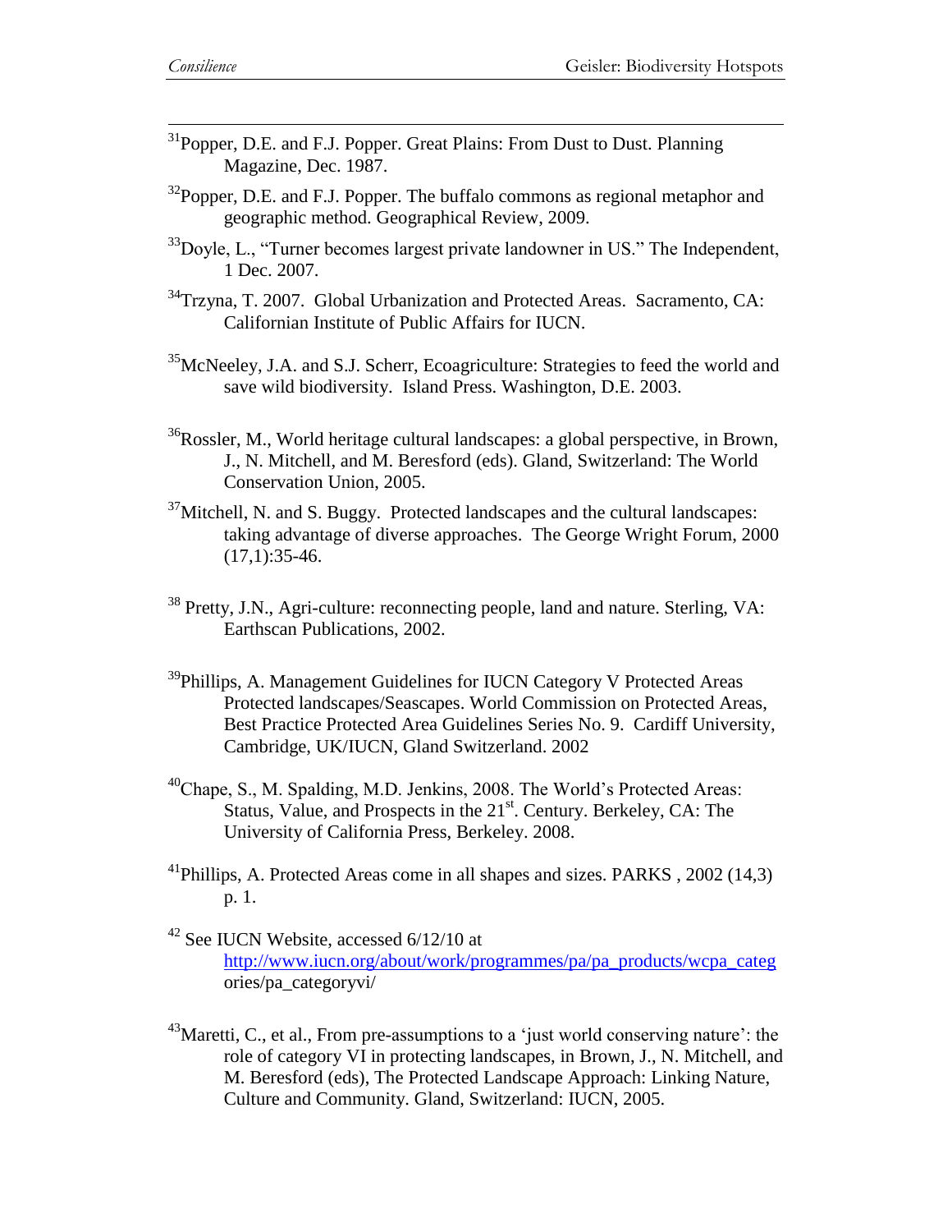[31]Popper, D.E. and F.J. Popper. Great Plains: From Dust to Dust. Planning Magazine, Dec. 1987.

[32]Popper, D.E. and F.J. Popper. The buffalo commons as regional metaphor and geographic method. Geographical Review, 2009.

[33]Doyle, L., "Turner becomes largest private landowner in US." The Independent, 1 Dec. 2007.

[34]Trzyna, T. 2007. Global Urbanization and Protected Areas. Sacramento, CA: Californian Institute of Public Affairs for IUCN.

[35]McNeeley, J.A. and S.J. Scherr, Ecoagriculture: Strategies to feed the world and save wild biodiversity. Island Press. Washington, D.E. 2003.

[36]Rossler, M., World heritage cultural landscapes: a global perspective, in Brown, J., N. Mitchell, and M. Beresford (eds). Gland, Switzerland: The World Conservation Union, 2005.

[37]Mitchell, N. and S. Buggy. Protected landscapes and the cultural landscapes: taking advantage of diverse approaches. The George Wright Forum, 2000 (17,1):35-46.

[38] Pretty, J.N., Agri-culture: reconnecting people, land and nature. Sterling, VA: Earthscan Publications, 2002.

[39]Phillips, A. Management Guidelines for IUCN Category V Protected Areas Protected landscapes/Seascapes. World Commission on Protected Areas, Best Practice Protected Area Guidelines Series No. 9. Cardiff University, Cambridge, UK/IUCN, Gland Switzerland. 2002

[40]Chape, S., M. Spalding, M.D. Jenkins, 2008. The World's Protected Areas: Status, Value, and Prospects in the 21st. Century. Berkeley, CA: The University of California Press, Berkeley. 2008.

[41]Phillips, A. Protected Areas come in all shapes and sizes. PARKS , 2002 (14,3) p. 1.

[42] See IUCN Website, accessed 6/12/10 at http://www.iucn.org/about/work/programmes/pa/pa_products/wcpa_categories/pa_categoryvi/

[43]Maretti, C., et al., From pre-assumptions to a 'just world conserving nature': the role of category VI in protecting landscapes, in Brown, J., N. Mitchell, and M. Beresford (eds), The Protected Landscape Approach: Linking Nature, Culture and Community. Gland, Switzerland: IUCN, 2005.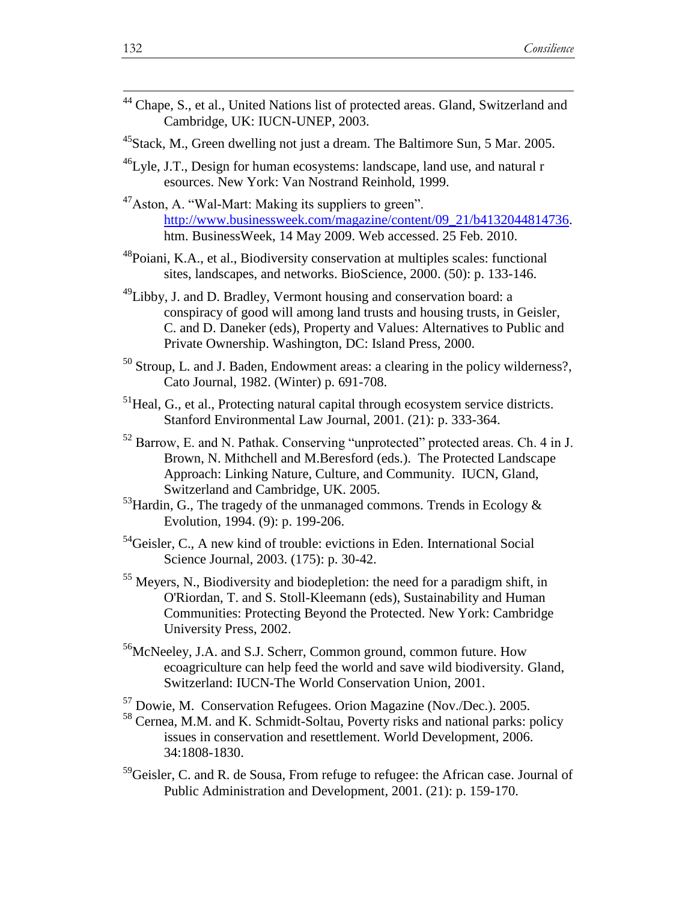[44] Chape, S., et al., United Nations list of protected areas. Gland, Switzerland and Cambridge, UK: IUCN-UNEP, 2003.

[45] Stack, M., Green dwelling not just a dream. The Baltimore Sun, 5 Mar. 2005.

[46] Lyle, J.T., Design for human ecosystems: landscape, land use, and natural r esources. New York: Van Nostrand Reinhold, 1999.

[47] Aston, A. "Wal-Mart: Making its suppliers to green". http://www.businessweek.com/magazine/content/09_21/b4132044814736.htm. BusinessWeek, 14 May 2009. Web accessed. 25 Feb. 2010.

[48] Poiani, K.A., et al., Biodiversity conservation at multiples scales: functional sites, landscapes, and networks. BioScience, 2000. (50): p. 133-146.

[49] Libby, J. and D. Bradley, Vermont housing and conservation board: a conspiracy of good will among land trusts and housing trusts, in Geisler, C. and D. Daneker (eds), Property and Values: Alternatives to Public and Private Ownership. Washington, DC: Island Press, 2000.

[50] Stroup, L. and J. Baden, Endowment areas: a clearing in the policy wilderness?, Cato Journal, 1982. (Winter) p. 691-708.

[51] Heal, G., et al., Protecting natural capital through ecosystem service districts. Stanford Environmental Law Journal, 2001. (21): p. 333-364.

[52] Barrow, E. and N. Pathak. Conserving "unprotected" protected areas. Ch. 4 in J. Brown, N. Mithchell and M.Beresford (eds.). The Protected Landscape Approach: Linking Nature, Culture, and Community. IUCN, Gland, Switzerland and Cambridge, UK. 2005.

[53] Hardin, G., The tragedy of the unmanaged commons. Trends in Ecology & Evolution, 1994. (9): p. 199-206.

[54] Geisler, C., A new kind of trouble: evictions in Eden. International Social Science Journal, 2003. (175): p. 30-42.

[55] Meyers, N., Biodiversity and biodepletion: the need for a paradigm shift, in O'Riordan, T. and S. Stoll-Kleemann (eds), Sustainability and Human Communities: Protecting Beyond the Protected. New York: Cambridge University Press, 2002.

[56] McNeeley, J.A. and S.J. Scherr, Common ground, common future. How ecoagriculture can help feed the world and save wild biodiversity. Gland, Switzerland: IUCN-The World Conservation Union, 2001.

[57] Dowie, M. Conservation Refugees. Orion Magazine (Nov./Dec.). 2005.

[58] Cernea, M.M. and K. Schmidt-Soltau, Poverty risks and national parks: policy issues in conservation and resettlement. World Development, 2006. 34:1808-1830.

[59] Geisler, C. and R. de Sousa, From refuge to refugee: the African case. Journal of Public Administration and Development, 2001. (21): p. 159-170.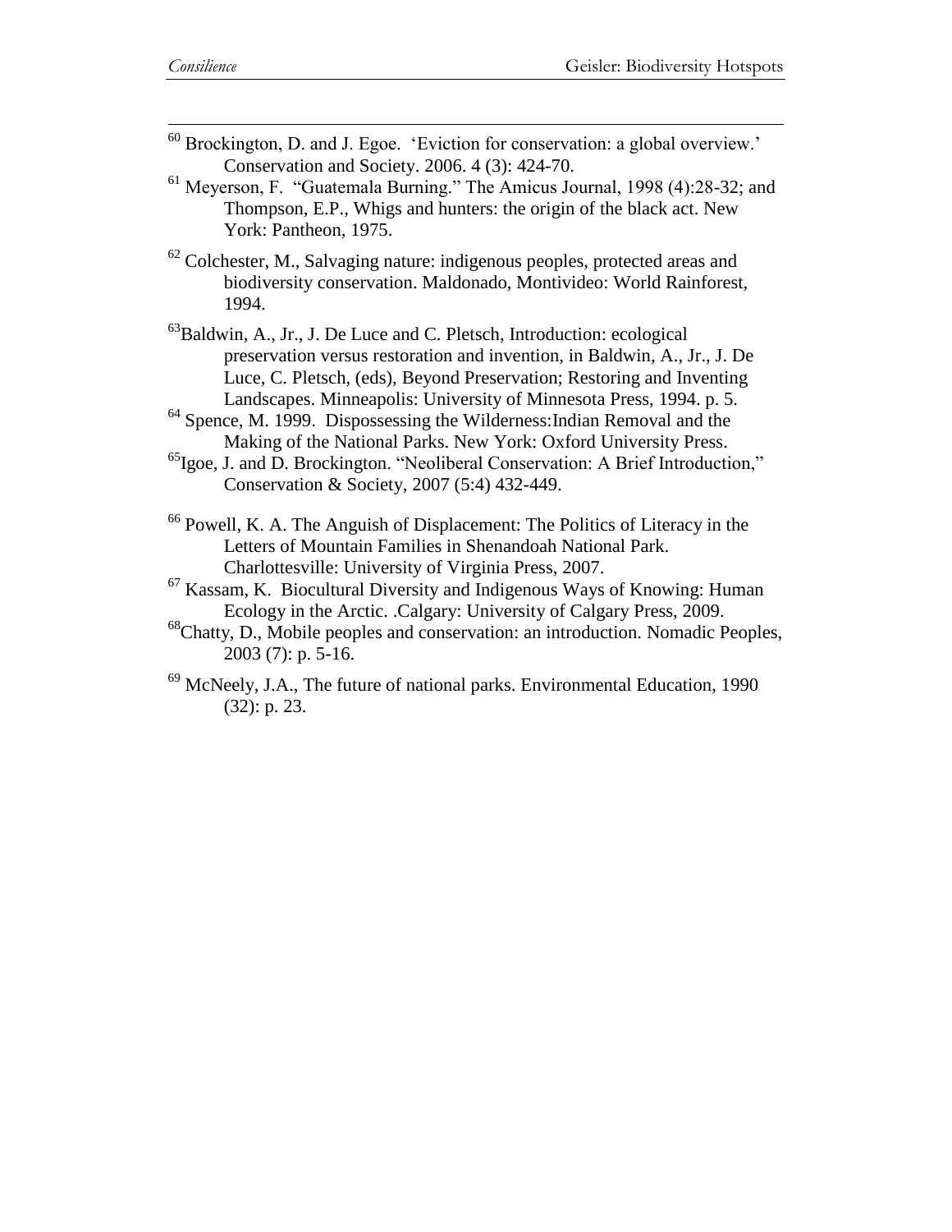[60] Brockington, D. and J. Egoe. 'Eviction for conservation: a global overview.' Conservation and Society. 2006. 4 (3): 424-70.

[61] Meyerson, F. "Guatemala Burning." The Amicus Journal, 1998 (4):28-32; and Thompson, E.P., Whigs and hunters: the origin of the black act. New York: Pantheon, 1975.

[62] Colchester, M., Salvaging nature: indigenous peoples, protected areas and biodiversity conservation. Maldonado, Montivideo: World Rainforest, 1994.

[63] Baldwin, A., Jr., J. De Luce and C. Pletsch, Introduction: ecological preservation versus restoration and invention, in Baldwin, A., Jr., J. De Luce, C. Pletsch, (eds), Beyond Preservation; Restoring and Inventing Landscapes. Minneapolis: University of Minnesota Press, 1994. p. 5.

[64] Spence, M. 1999. Dispossessing the Wilderness:Indian Removal and the Making of the National Parks. New York: Oxford University Press.

[65] Igoe, J. and D. Brockington. "Neoliberal Conservation: A Brief Introduction," Conservation & Society, 2007 (5:4) 432-449.

[66] Powell, K. A. The Anguish of Displacement: The Politics of Literacy in the Letters of Mountain Families in Shenandoah National Park. Charlottesville: University of Virginia Press, 2007.

[67] Kassam, K. Biocultural Diversity and Indigenous Ways of Knowing: Human Ecology in the Arctic. .Calgary: University of Calgary Press, 2009.

[68] Chatty, D., Mobile peoples and conservation: an introduction. Nomadic Peoples, 2003 (7): p. 5-16.

[69] McNeely, J.A., The future of national parks. Environmental Education, 1990 (32): p. 23.